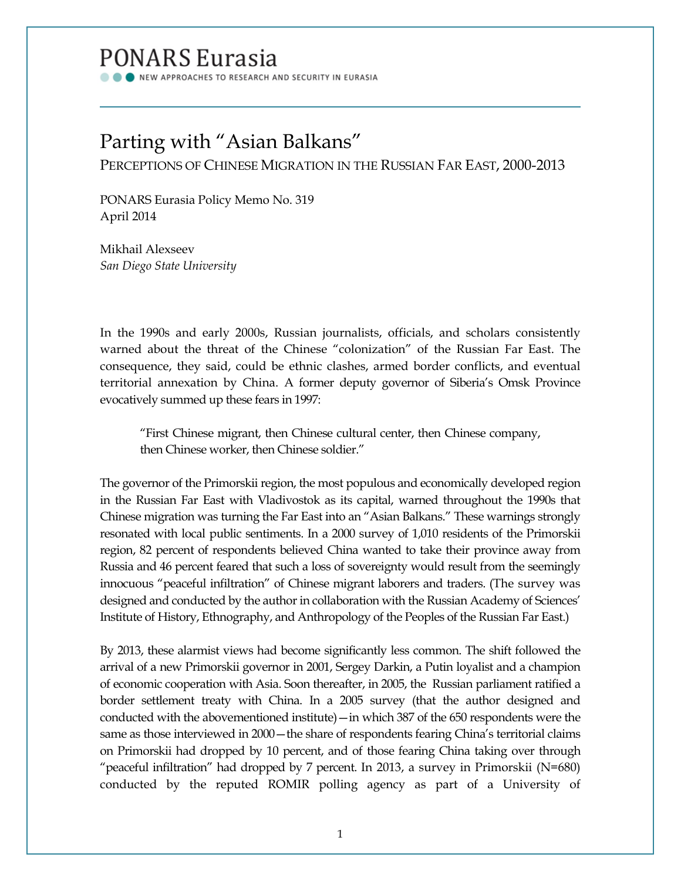PONARS Eurasia

NEW APPROACHES TO RESEARCH AND SECURITY IN EURASIA

# Parting with "Asian Balkans"

## PERCEPTIONS OF CHINESE MIGRATION IN THE RUSSIAN FAR EAST, 2000-2013

PONARS Eurasia Policy Memo No. 319
April 2014

Mikhail Alexseev
*San Diego State University*

In the 1990s and early 2000s, Russian journalists, officials, and scholars consistently warned about the threat of the Chinese "colonization" of the Russian Far East. The consequence, they said, could be ethnic clashes, armed border conflicts, and eventual territorial annexation by China. A former deputy governor of Siberia's Omsk Province evocatively summed up these fears in 1997:

> "First Chinese migrant, then Chinese cultural center, then Chinese company, then Chinese worker, then Chinese soldier."

The governor of the Primorskii region, the most populous and economically developed region in the Russian Far East with Vladivostok as its capital, warned throughout the 1990s that Chinese migration was turning the Far East into an "Asian Balkans." These warnings strongly resonated with local public sentiments. In a 2000 survey of 1,010 residents of the Primorskii region, 82 percent of respondents believed China wanted to take their province away from Russia and 46 percent feared that such a loss of sovereignty would result from the seemingly innocuous "peaceful infiltration" of Chinese migrant laborers and traders. (The survey was designed and conducted by the author in collaboration with the Russian Academy of Sciences' Institute of History, Ethnography, and Anthropology of the Peoples of the Russian Far East.)

By 2013, these alarmist views had become significantly less common. The shift followed the arrival of a new Primorskii governor in 2001, Sergey Darkin, a Putin loyalist and a champion of economic cooperation with Asia. Soon thereafter, in 2005, the Russian parliament ratified a border settlement treaty with China. In a 2005 survey (that the author designed and conducted with the abovementioned institute)—in which 387 of the 650 respondents were the same as those interviewed in 2000—the share of respondents fearing China's territorial claims on Primorskii had dropped by 10 percent, and of those fearing China taking over through "peaceful infiltration" had dropped by 7 percent. In 2013, a survey in Primorskii (N=680) conducted by the reputed ROMIR polling agency as part of a University of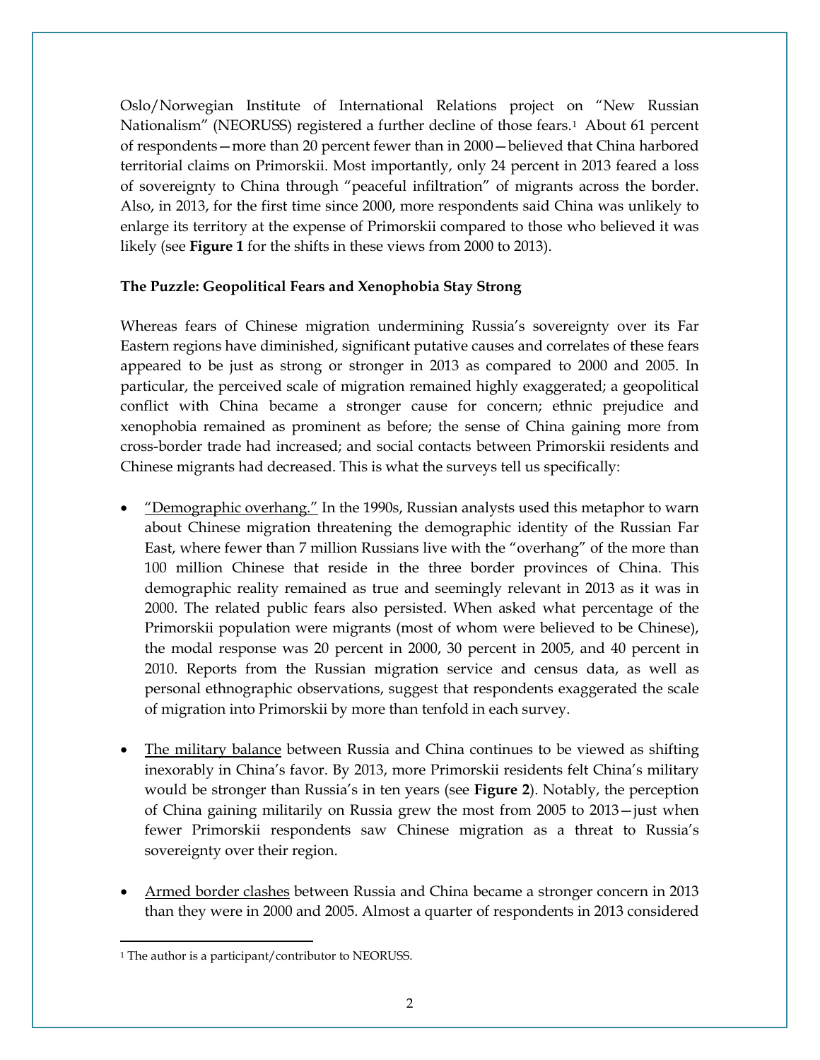Oslo/Norwegian Institute of International Relations project on "New Russian Nationalism" (NEORUSS) registered a further decline of those fears.[1] About 61 percent of respondents—more than 20 percent fewer than in 2000—believed that China harbored territorial claims on Primorskii. Most importantly, only 24 percent in 2013 feared a loss of sovereignty to China through "peaceful infiltration" of migrants across the border. Also, in 2013, for the first time since 2000, more respondents said China was unlikely to enlarge its territory at the expense of Primorskii compared to those who believed it was likely (see **Figure 1** for the shifts in these views from 2000 to 2013).

**The Puzzle: Geopolitical Fears and Xenophobia Stay Strong**

Whereas fears of Chinese migration undermining Russia's sovereignty over its Far Eastern regions have diminished, significant putative causes and correlates of these fears appeared to be just as strong or stronger in 2013 as compared to 2000 and 2005. In particular, the perceived scale of migration remained highly exaggerated; a geopolitical conflict with China became a stronger cause for concern; ethnic prejudice and xenophobia remained as prominent as before; the sense of China gaining more from cross-border trade had increased; and social contacts between Primorskii residents and Chinese migrants had decreased. This is what the surveys tell us specifically:

- "Demographic overhang." In the 1990s, Russian analysts used this metaphor to warn about Chinese migration threatening the demographic identity of the Russian Far East, where fewer than 7 million Russians live with the "overhang" of the more than 100 million Chinese that reside in the three border provinces of China. This demographic reality remained as true and seemingly relevant in 2013 as it was in 2000. The related public fears also persisted. When asked what percentage of the Primorskii population were migrants (most of whom were believed to be Chinese), the modal response was 20 percent in 2000, 30 percent in 2005, and 40 percent in 2010. Reports from the Russian migration service and census data, as well as personal ethnographic observations, suggest that respondents exaggerated the scale of migration into Primorskii by more than tenfold in each survey.

- The military balance between Russia and China continues to be viewed as shifting inexorably in China's favor. By 2013, more Primorskii residents felt China's military would be stronger than Russia's in ten years (see **Figure 2**). Notably, the perception of China gaining militarily on Russia grew the most from 2005 to 2013—just when fewer Primorskii respondents saw Chinese migration as a threat to Russia's sovereignty over their region.

- Armed border clashes between Russia and China became a stronger concern in 2013 than they were in 2000 and 2005. Almost a quarter of respondents in 2013 considered

[1] The author is a participant/contributor to NEORUSS.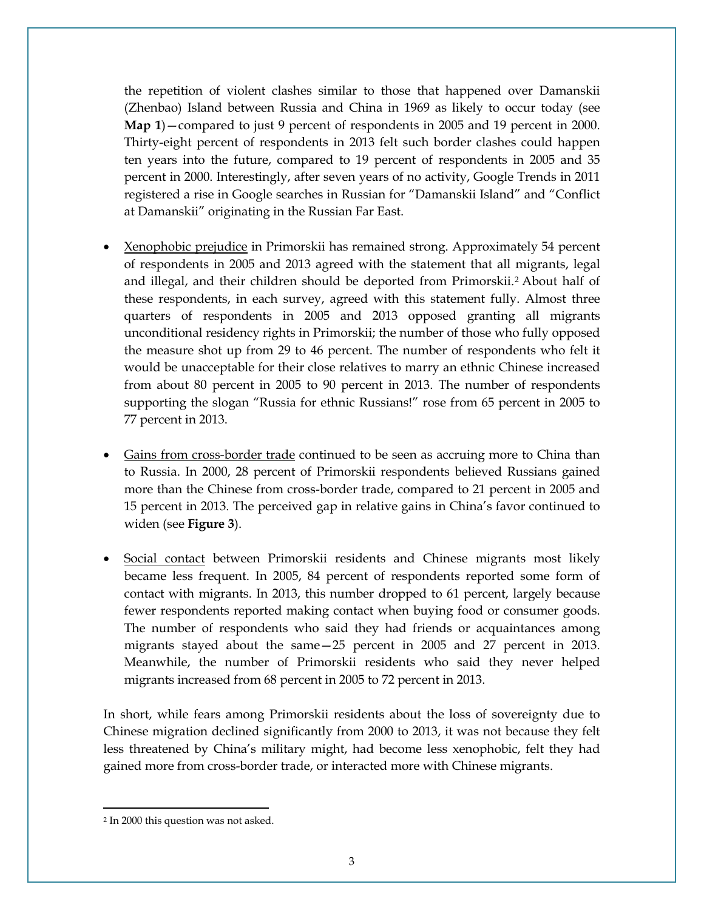the repetition of violent clashes similar to those that happened over Damanskii (Zhenbao) Island between Russia and China in 1969 as likely to occur today (see **Map 1**)—compared to just 9 percent of respondents in 2005 and 19 percent in 2000. Thirty-eight percent of respondents in 2013 felt such border clashes could happen ten years into the future, compared to 19 percent of respondents in 2005 and 35 percent in 2000. Interestingly, after seven years of no activity, Google Trends in 2011 registered a rise in Google searches in Russian for "Damanskii Island" and "Conflict at Damanskii" originating in the Russian Far East.

- Xenophobic prejudice in Primorskii has remained strong. Approximately 54 percent of respondents in 2005 and 2013 agreed with the statement that all migrants, legal and illegal, and their children should be deported from Primorskii.[2] About half of these respondents, in each survey, agreed with this statement fully. Almost three quarters of respondents in 2005 and 2013 opposed granting all migrants unconditional residency rights in Primorskii; the number of those who fully opposed the measure shot up from 29 to 46 percent. The number of respondents who felt it would be unacceptable for their close relatives to marry an ethnic Chinese increased from about 80 percent in 2005 to 90 percent in 2013. The number of respondents supporting the slogan "Russia for ethnic Russians!" rose from 65 percent in 2005 to 77 percent in 2013.

- Gains from cross-border trade continued to be seen as accruing more to China than to Russia. In 2000, 28 percent of Primorskii respondents believed Russians gained more than the Chinese from cross-border trade, compared to 21 percent in 2005 and 15 percent in 2013. The perceived gap in relative gains in China's favor continued to widen (see **Figure 3**).

- Social contact between Primorskii residents and Chinese migrants most likely became less frequent. In 2005, 84 percent of respondents reported some form of contact with migrants. In 2013, this number dropped to 61 percent, largely because fewer respondents reported making contact when buying food or consumer goods. The number of respondents who said they had friends or acquaintances among migrants stayed about the same—25 percent in 2005 and 27 percent in 2013. Meanwhile, the number of Primorskii residents who said they never helped migrants increased from 68 percent in 2005 to 72 percent in 2013.

In short, while fears among Primorskii residents about the loss of sovereignty due to Chinese migration declined significantly from 2000 to 2013, it was not because they felt less threatened by China's military might, had become less xenophobic, felt they had gained more from cross-border trade, or interacted more with Chinese migrants.

---

[2] In 2000 this question was not asked.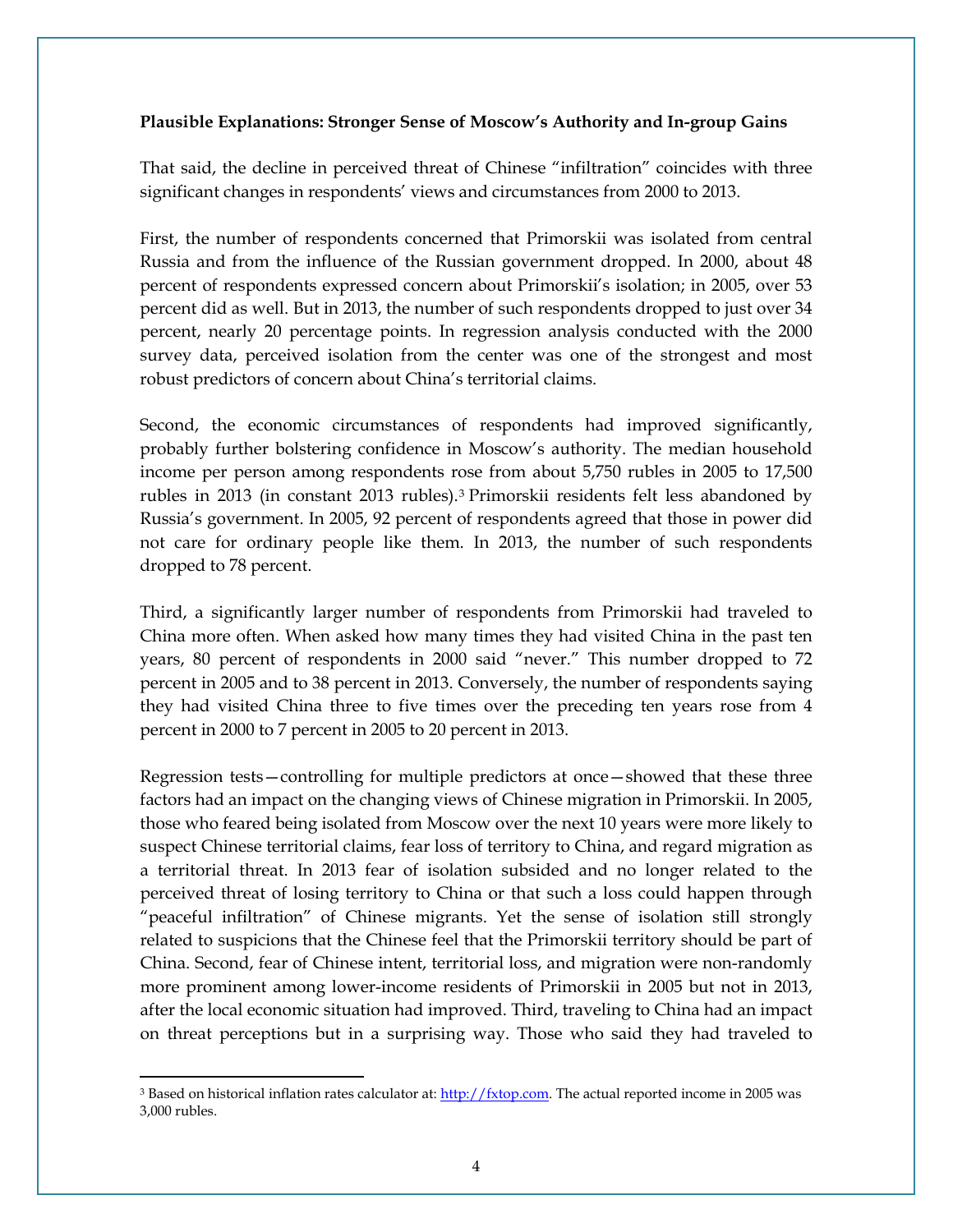**Plausible Explanations: Stronger Sense of Moscow's Authority and In-group Gains**

That said, the decline in perceived threat of Chinese "infiltration" coincides with three significant changes in respondents' views and circumstances from 2000 to 2013.

First, the number of respondents concerned that Primorskii was isolated from central Russia and from the influence of the Russian government dropped. In 2000, about 48 percent of respondents expressed concern about Primorskii's isolation; in 2005, over 53 percent did as well. But in 2013, the number of such respondents dropped to just over 34 percent, nearly 20 percentage points. In regression analysis conducted with the 2000 survey data, perceived isolation from the center was one of the strongest and most robust predictors of concern about China's territorial claims.

Second, the economic circumstances of respondents had improved significantly, probably further bolstering confidence in Moscow's authority. The median household income per person among respondents rose from about 5,750 rubles in 2005 to 17,500 rubles in 2013 (in constant 2013 rubles).[3] Primorskii residents felt less abandoned by Russia's government. In 2005, 92 percent of respondents agreed that those in power did not care for ordinary people like them. In 2013, the number of such respondents dropped to 78 percent.

Third, a significantly larger number of respondents from Primorskii had traveled to China more often. When asked how many times they had visited China in the past ten years, 80 percent of respondents in 2000 said "never." This number dropped to 72 percent in 2005 and to 38 percent in 2013. Conversely, the number of respondents saying they had visited China three to five times over the preceding ten years rose from 4 percent in 2000 to 7 percent in 2005 to 20 percent in 2013.

Regression tests—controlling for multiple predictors at once—showed that these three factors had an impact on the changing views of Chinese migration in Primorskii. In 2005, those who feared being isolated from Moscow over the next 10 years were more likely to suspect Chinese territorial claims, fear loss of territory to China, and regard migration as a territorial threat. In 2013 fear of isolation subsided and no longer related to the perceived threat of losing territory to China or that such a loss could happen through "peaceful infiltration" of Chinese migrants. Yet the sense of isolation still strongly related to suspicions that the Chinese feel that the Primorskii territory should be part of China. Second, fear of Chinese intent, territorial loss, and migration were non-randomly more prominent among lower-income residents of Primorskii in 2005 but not in 2013, after the local economic situation had improved. Third, traveling to China had an impact on threat perceptions but in a surprising way. Those who said they had traveled to

---

[3] Based on historical inflation rates calculator at: http://fxtop.com. The actual reported income in 2005 was 3,000 rubles.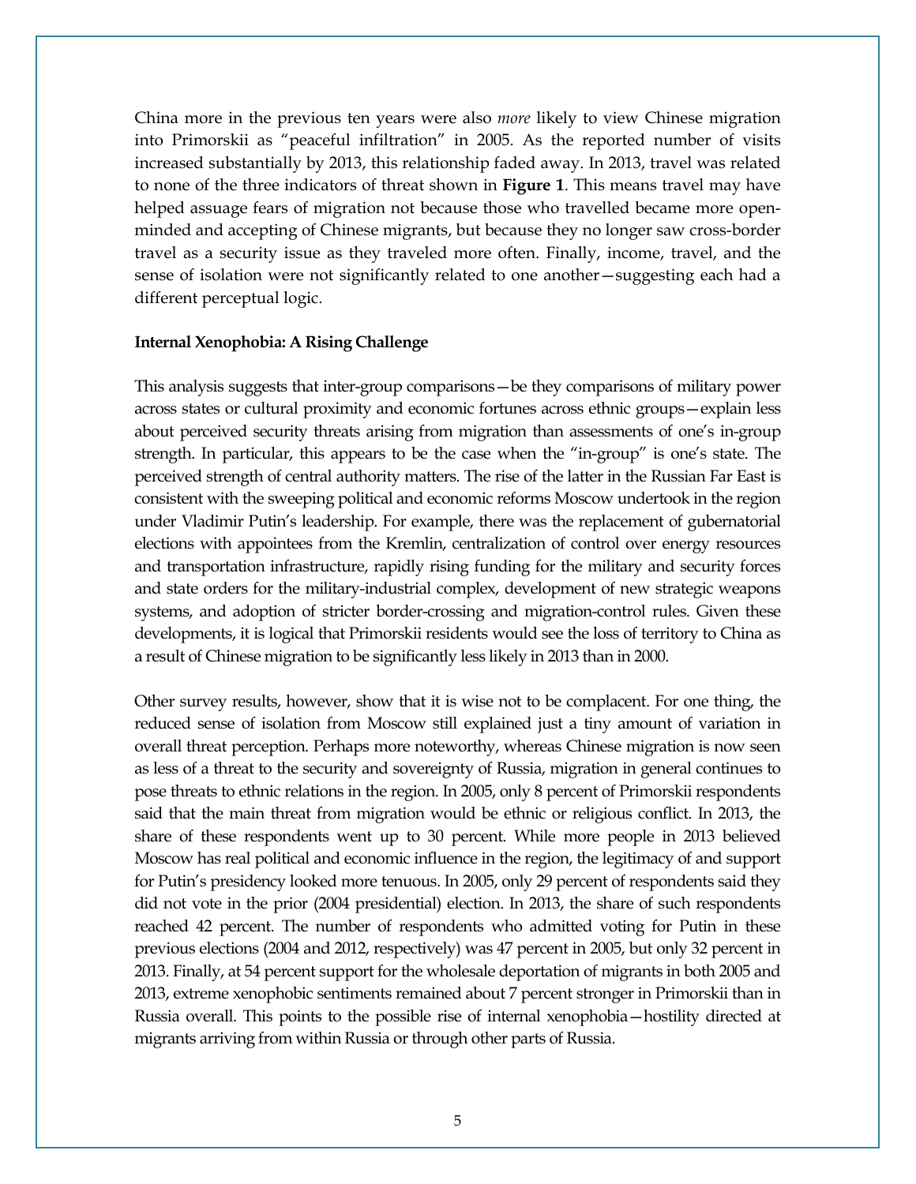China more in the previous ten years were also *more* likely to view Chinese migration into Primorskii as "peaceful infiltration" in 2005. As the reported number of visits increased substantially by 2013, this relationship faded away. In 2013, travel was related to none of the three indicators of threat shown in **Figure 1**. This means travel may have helped assuage fears of migration not because those who travelled became more open-minded and accepting of Chinese migrants, but because they no longer saw cross-border travel as a security issue as they traveled more often. Finally, income, travel, and the sense of isolation were not significantly related to one another—suggesting each had a different perceptual logic.

**Internal Xenophobia: A Rising Challenge**

This analysis suggests that inter-group comparisons—be they comparisons of military power across states or cultural proximity and economic fortunes across ethnic groups—explain less about perceived security threats arising from migration than assessments of one's in-group strength. In particular, this appears to be the case when the "in-group" is one's state. The perceived strength of central authority matters. The rise of the latter in the Russian Far East is consistent with the sweeping political and economic reforms Moscow undertook in the region under Vladimir Putin's leadership. For example, there was the replacement of gubernatorial elections with appointees from the Kremlin, centralization of control over energy resources and transportation infrastructure, rapidly rising funding for the military and security forces and state orders for the military-industrial complex, development of new strategic weapons systems, and adoption of stricter border-crossing and migration-control rules. Given these developments, it is logical that Primorskii residents would see the loss of territory to China as a result of Chinese migration to be significantly less likely in 2013 than in 2000.

Other survey results, however, show that it is wise not to be complacent. For one thing, the reduced sense of isolation from Moscow still explained just a tiny amount of variation in overall threat perception. Perhaps more noteworthy, whereas Chinese migration is now seen as less of a threat to the security and sovereignty of Russia, migration in general continues to pose threats to ethnic relations in the region. In 2005, only 8 percent of Primorskii respondents said that the main threat from migration would be ethnic or religious conflict. In 2013, the share of these respondents went up to 30 percent. While more people in 2013 believed Moscow has real political and economic influence in the region, the legitimacy of and support for Putin's presidency looked more tenuous. In 2005, only 29 percent of respondents said they did not vote in the prior (2004 presidential) election. In 2013, the share of such respondents reached 42 percent. The number of respondents who admitted voting for Putin in these previous elections (2004 and 2012, respectively) was 47 percent in 2005, but only 32 percent in 2013. Finally, at 54 percent support for the wholesale deportation of migrants in both 2005 and 2013, extreme xenophobic sentiments remained about 7 percent stronger in Primorskii than in Russia overall. This points to the possible rise of internal xenophobia—hostility directed at migrants arriving from within Russia or through other parts of Russia.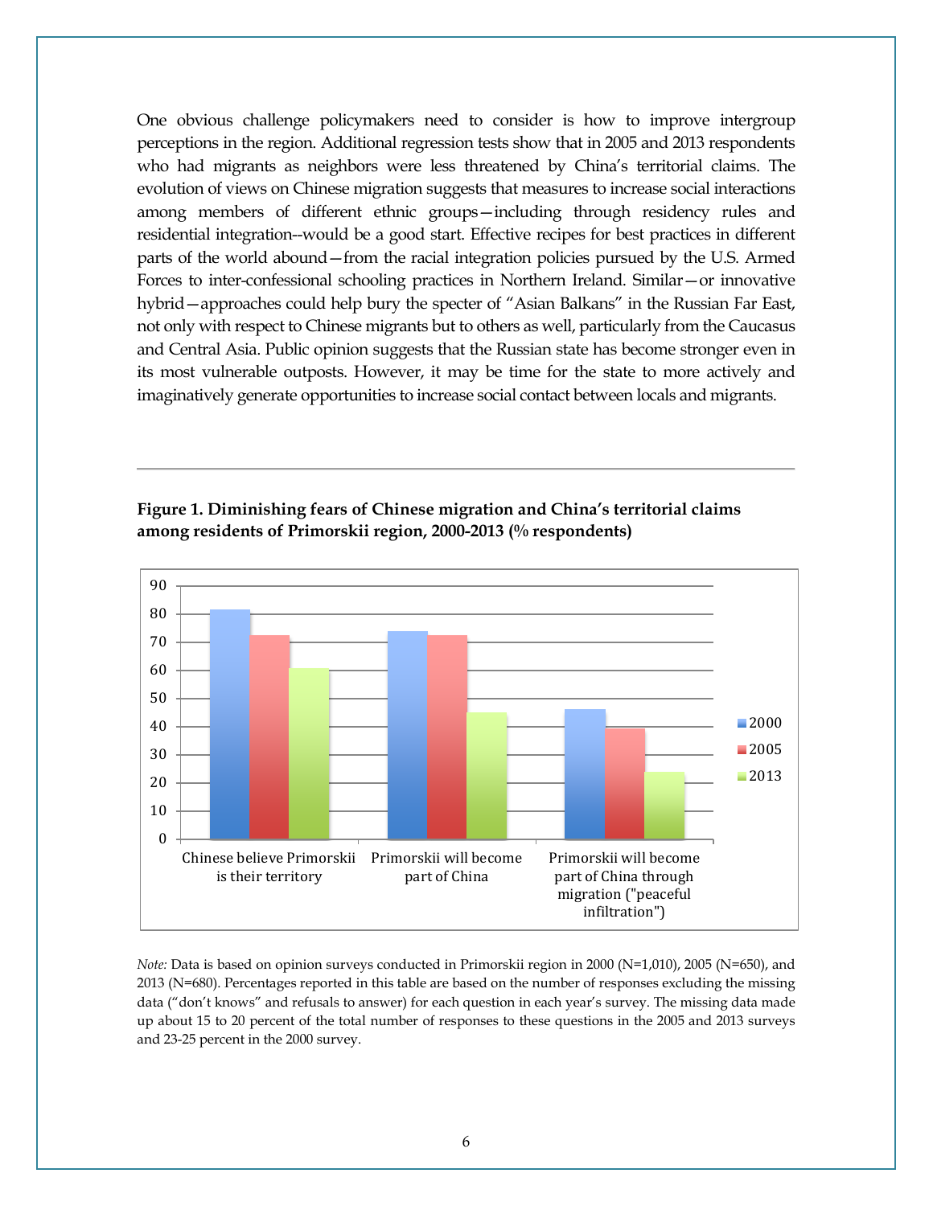One obvious challenge policymakers need to consider is how to improve intergroup perceptions in the region. Additional regression tests show that in 2005 and 2013 respondents who had migrants as neighbors were less threatened by China's territorial claims. The evolution of views on Chinese migration suggests that measures to increase social interactions among members of different ethnic groups—including through residency rules and residential integration--would be a good start. Effective recipes for best practices in different parts of the world abound—from the racial integration policies pursued by the U.S. Armed Forces to inter-confessional schooling practices in Northern Ireland. Similar—or innovative hybrid—approaches could help bury the specter of "Asian Balkans" in the Russian Far East, not only with respect to Chinese migrants but to others as well, particularly from the Caucasus and Central Asia. Public opinion suggests that the Russian state has become stronger even in its most vulnerable outposts. However, it may be time for the state to more actively and imaginatively generate opportunities to increase social contact between locals and migrants.

---

**Figure 1. Diminishing fears of Chinese migration and China's territorial claims among residents of Primorskii region, 2000-2013 (% respondents)**

| | 2000 | 2005 | 2013 |
|---|---|---|---|
| Chinese believe Primorskii is their territory | 81 | 72 | 60 |
| Primorskii will become part of China | 74 | 72 | 45 |
| Primorskii will become part of China through migration ("peaceful infiltration") | 46 | 39 | 24 |

*Note:* Data is based on opinion surveys conducted in Primorskii region in 2000 (N=1,010), 2005 (N=650), and 2013 (N=680). Percentages reported in this table are based on the number of responses excluding the missing data ("don't knows" and refusals to answer) for each question in each year's survey. The missing data made up about 15 to 20 percent of the total number of responses to these questions in the 2005 and 2013 surveys and 23-25 percent in the 2000 survey.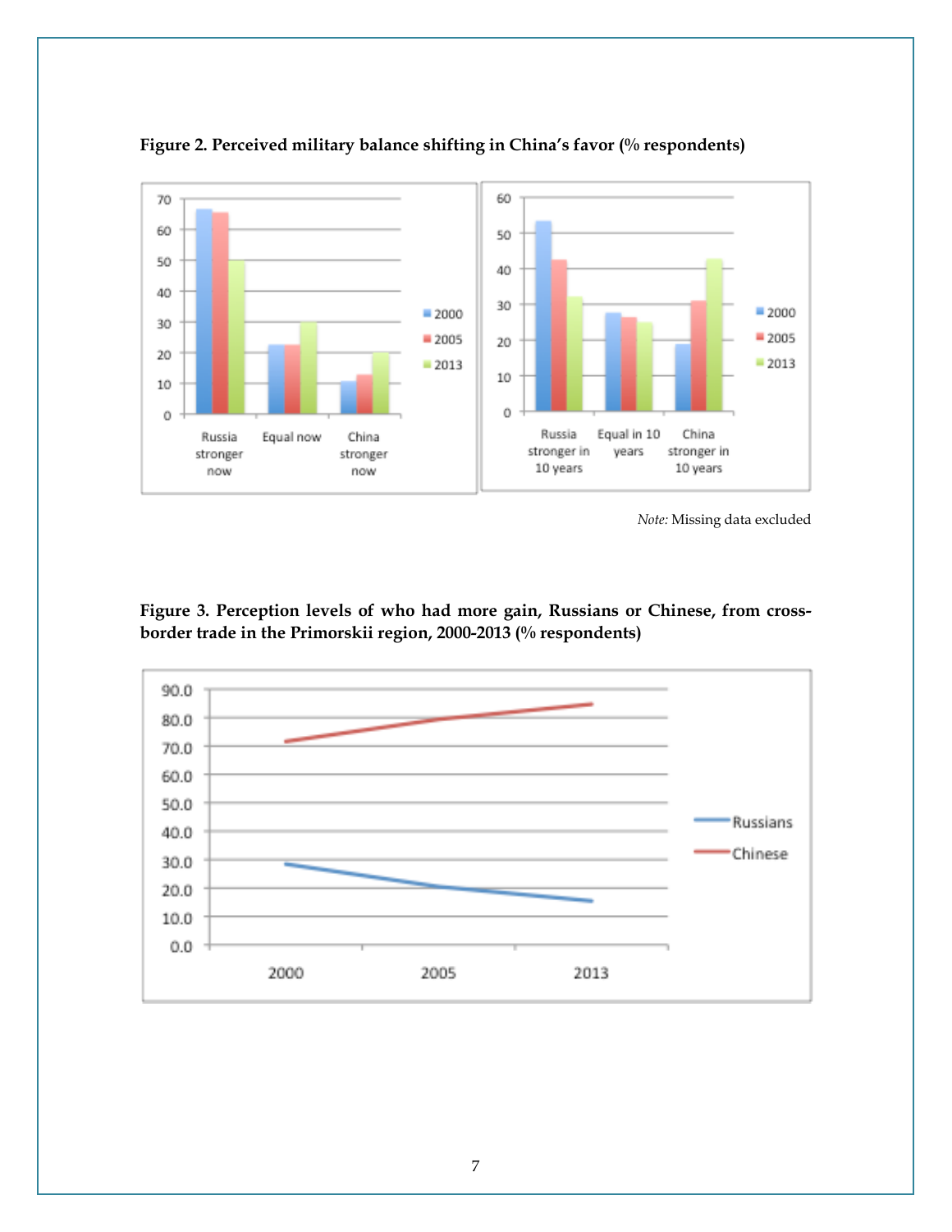**Figure 2. Perceived military balance shifting in China's favor (% respondents)**

*Note:* Missing data excluded

**Figure 3. Perception levels of who had more gain, Russians or Chinese, from cross-border trade in the Primorskii region, 2000-2013 (% respondents)**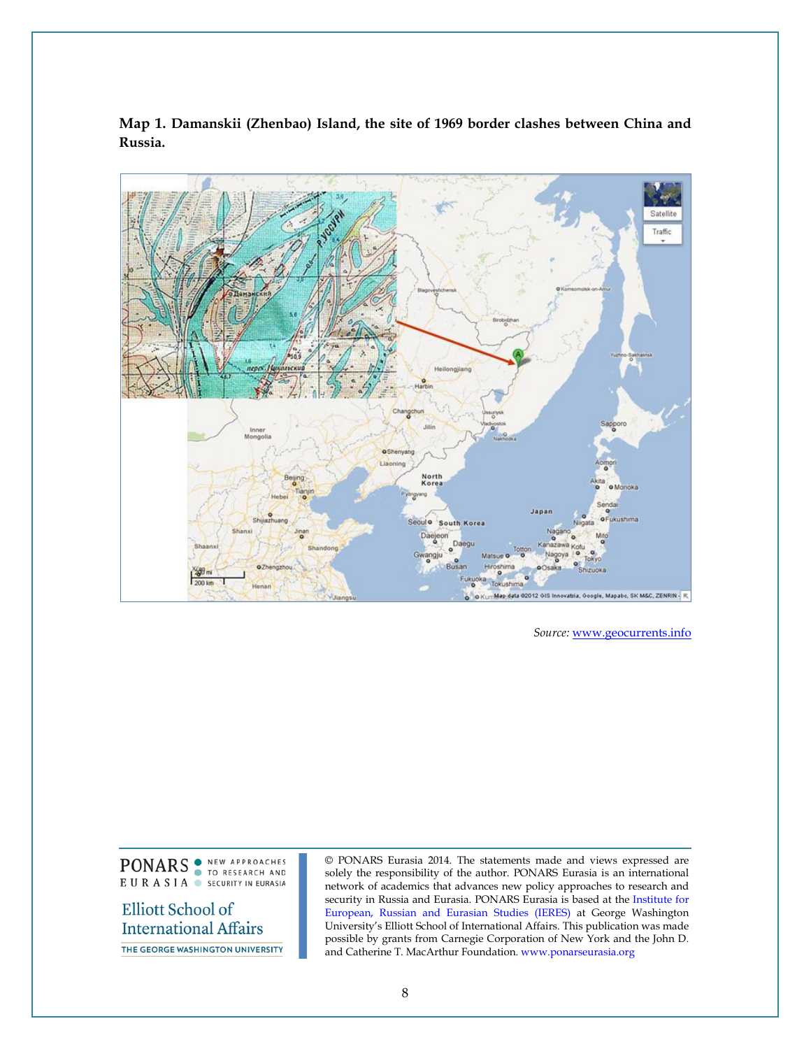**Map 1. Damanskii (Zhenbao) Island, the site of 1969 border clashes between China and Russia.**

*Source:* www.geocurrents.info

© PONARS Eurasia 2014. The statements made and views expressed are solely the responsibility of the author. PONARS Eurasia is an international network of academics that advances new policy approaches to research and security in Russia and Eurasia. PONARS Eurasia is based at the Institute for European, Russian and Eurasian Studies (IERES) at George Washington University's Elliott School of International Affairs. This publication was made possible by grants from Carnegie Corporation of New York and the John D. and Catherine T. MacArthur Foundation. www.ponarseurasia.org